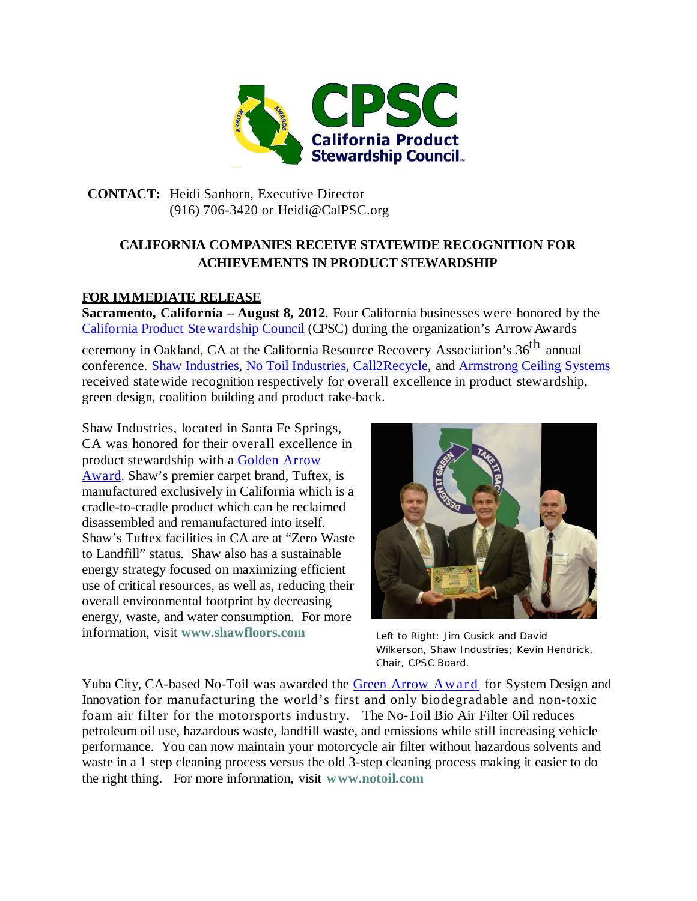**CONTACT:** Heidi Sanborn, Executive Director
(916) 706-3420 or Heidi@CalPSC.org

## CALIFORNIA COMPANIES RECEIVE STATEWIDE RECOGNITION FOR ACHIEVEMENTS IN PRODUCT STEWARDSHIP

**FOR IMMEDIATE RELEASE**

**Sacramento, California – August 8, 2012**. Four California businesses were honored by the California Product Stewardship Council (CPSC) during the organization's Arrow Awards ceremony in Oakland, CA at the California Resource Recovery Association's 36th annual conference. Shaw Industries, No Toil Industries, Call2Recycle, and Armstrong Ceiling Systems received statewide recognition respectively for overall excellence in product stewardship, green design, coalition building and product take-back.

Shaw Industries, located in Santa Fe Springs, CA was honored for their overall excellence in product stewardship with a Golden Arrow Award. Shaw's premier carpet brand, Tuftex, is manufactured exclusively in California which is a cradle-to-cradle product which can be reclaimed disassembled and remanufactured into itself. Shaw's Tuftex facilities in CA are at "Zero Waste to Landfill" status. Shaw also has a sustainable energy strategy focused on maximizing efficient use of critical resources, as well as, reducing their overall environmental footprint by decreasing energy, waste, and water consumption. For more information, visit **www.shawfloors.com**

Left to Right: Jim Cusick and David Wilkerson, Shaw Industries; Kevin Hendrick, Chair, CPSC Board.

Yuba City, CA-based No-Toil was awarded the Green Arrow Award for System Design and Innovation for manufacturing the world's first and only biodegradable and non-toxic foam air filter for the motorsports industry. The No-Toil Bio Air Filter Oil reduces petroleum oil use, hazardous waste, landfill waste, and emissions while still increasing vehicle performance. You can now maintain your motorcycle air filter without hazardous solvents and waste in a 1 step cleaning process versus the old 3-step cleaning process making it easier to do the right thing. For more information, visit **www.notoil.com**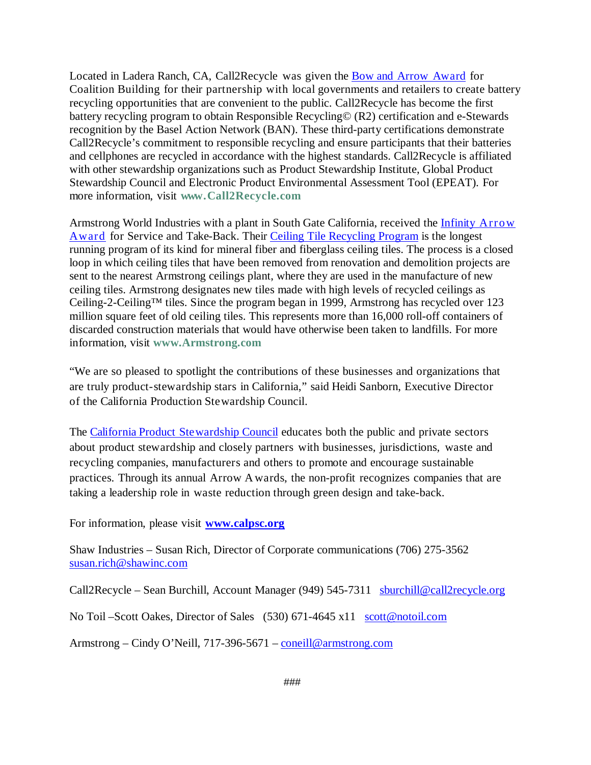Located in Ladera Ranch, CA, Call2Recycle was given the Bow and Arrow Award for Coalition Building for their partnership with local governments and retailers to create battery recycling opportunities that are convenient to the public. Call2Recycle has become the first battery recycling program to obtain Responsible Recycling© (R2) certification and e-Stewards recognition by the Basel Action Network (BAN). These third-party certifications demonstrate Call2Recycle's commitment to responsible recycling and ensure participants that their batteries and cellphones are recycled in accordance with the highest standards. Call2Recycle is affiliated with other stewardship organizations such as Product Stewardship Institute, Global Product Stewardship Council and Electronic Product Environmental Assessment Tool (EPEAT). For more information, visit **www.Call2Recycle.com**

Armstrong World Industries with a plant in South Gate California, received the Infinity Arrow Award for Service and Take-Back. Their Ceiling Tile Recycling Program is the longest running program of its kind for mineral fiber and fiberglass ceiling tiles. The process is a closed loop in which ceiling tiles that have been removed from renovation and demolition projects are sent to the nearest Armstrong ceilings plant, where they are used in the manufacture of new ceiling tiles. Armstrong designates new tiles made with high levels of recycled ceilings as Ceiling-2-Ceiling™ tiles. Since the program began in 1999, Armstrong has recycled over 123 million square feet of old ceiling tiles. This represents more than 16,000 roll-off containers of discarded construction materials that would have otherwise been taken to landfills. For more information, visit **www.Armstrong.com**

"We are so pleased to spotlight the contributions of these businesses and organizations that are truly product-stewardship stars in California," said Heidi Sanborn, Executive Director of the California Production Stewardship Council.

The California Product Stewardship Council educates both the public and private sectors about product stewardship and closely partners with businesses, jurisdictions, waste and recycling companies, manufacturers and others to promote and encourage sustainable practices. Through its annual Arrow Awards, the non-profit recognizes companies that are taking a leadership role in waste reduction through green design and take-back.

For information, please visit **www.calpsc.org**

Shaw Industries – Susan Rich, Director of Corporate communications (706) 275-3562 susan.rich@shawinc.com

Call2Recycle – Sean Burchill, Account Manager (949) 545-7311 sburchill@call2recycle.org

No Toil –Scott Oakes, Director of Sales (530) 671-4645 x11 scott@notoil.com

Armstrong – Cindy O'Neill, 717-396-5671 – coneill@armstrong.com

###